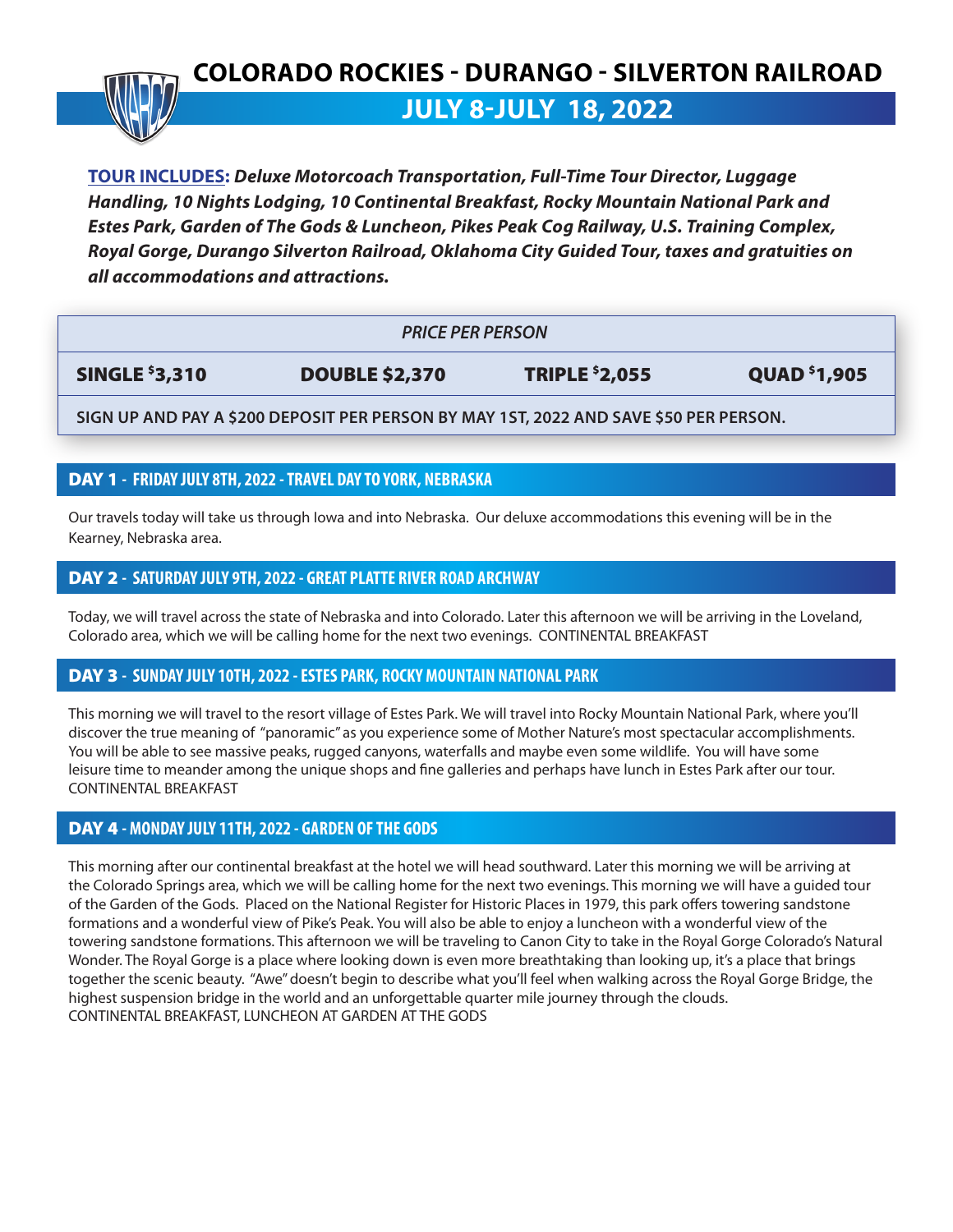# COLORADO ROCKIES - DURANGO - SILVERTON RAILROAD

## JULY 8-JULY 18, 2022

**TOUR INCLUDES:** ***Deluxe Motorcoach Transportation, Full-Time Tour Director, Luggage Handling, 10 Nights Lodging, 10 Continental Breakfast, Rocky Mountain National Park and Estes Park, Garden of The Gods & Luncheon, Pikes Peak Cog Railway, U.S. Training Complex, Royal Gorge, Durango Silverton Railroad, Oklahoma City Guided Tour, taxes and gratuities on all accommodations and attractions.***

| *PRICE PER PERSON* | | | |
|---|---|---|---|
| **SINGLE $3,310** | **DOUBLE $2,370** | **TRIPLE $2,055** | **QUAD $1,905** |
| **SIGN UP AND PAY A $200 DEPOSIT PER PERSON BY MAY 1ST, 2022 AND SAVE $50 PER PERSON.** | | | |

### DAY 1 - FRIDAY JULY 8TH, 2022 - TRAVEL DAY TO YORK, NEBRASKA

Our travels today will take us through Iowa and into Nebraska. Our deluxe accommodations this evening will be in the Kearney, Nebraska area.

### DAY 2 - SATURDAY JULY 9TH, 2022 - GREAT PLATTE RIVER ROAD ARCHWAY

Today, we will travel across the state of Nebraska and into Colorado. Later this afternoon we will be arriving in the Loveland, Colorado area, which we will be calling home for the next two evenings. CONTINENTAL BREAKFAST

### DAY 3 - SUNDAY JULY 10TH, 2022 - ESTES PARK, ROCKY MOUNTAIN NATIONAL PARK

This morning we will travel to the resort village of Estes Park. We will travel into Rocky Mountain National Park, where you'll discover the true meaning of "panoramic" as you experience some of Mother Nature's most spectacular accomplishments. You will be able to see massive peaks, rugged canyons, waterfalls and maybe even some wildlife. You will have some leisure time to meander among the unique shops and fine galleries and perhaps have lunch in Estes Park after our tour. CONTINENTAL BREAKFAST

### DAY 4 - MONDAY JULY 11TH, 2022 - GARDEN OF THE GODS

This morning after our continental breakfast at the hotel we will head southward. Later this morning we will be arriving at the Colorado Springs area, which we will be calling home for the next two evenings. This morning we will have a guided tour of the Garden of the Gods. Placed on the National Register for Historic Places in 1979, this park offers towering sandstone formations and a wonderful view of Pike's Peak. You will also be able to enjoy a luncheon with a wonderful view of the towering sandstone formations. This afternoon we will be traveling to Canon City to take in the Royal Gorge Colorado's Natural Wonder. The Royal Gorge is a place where looking down is even more breathtaking than looking up, it's a place that brings together the scenic beauty. "Awe" doesn't begin to describe what you'll feel when walking across the Royal Gorge Bridge, the highest suspension bridge in the world and an unforgettable quarter mile journey through the clouds.
CONTINENTAL BREAKFAST, LUNCHEON AT GARDEN AT THE GODS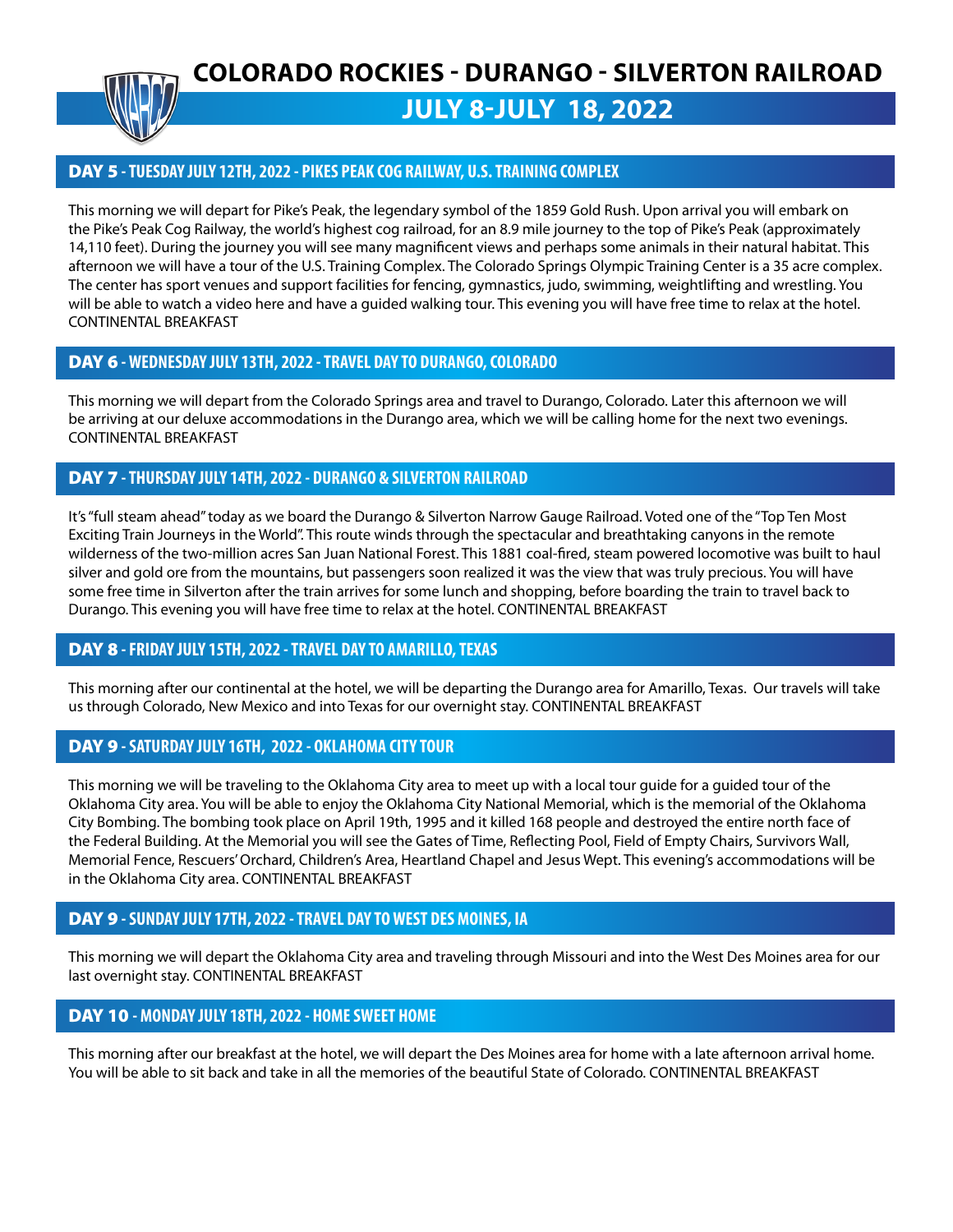# COLORADO ROCKIES - DURANGO - SILVERTON RAILROAD

## JULY 8-JULY 18, 2022

### DAY 5 - TUESDAY JULY 12TH, 2022 - PIKES PEAK COG RAILWAY, U.S. TRAINING COMPLEX

This morning we will depart for Pike's Peak, the legendary symbol of the 1859 Gold Rush. Upon arrival you will embark on the Pike's Peak Cog Railway, the world's highest cog railroad, for an 8.9 mile journey to the top of Pike's Peak (approximately 14,110 feet). During the journey you will see many magnificent views and perhaps some animals in their natural habitat. This afternoon we will have a tour of the U.S. Training Complex. The Colorado Springs Olympic Training Center is a 35 acre complex. The center has sport venues and support facilities for fencing, gymnastics, judo, swimming, weightlifting and wrestling. You will be able to watch a video here and have a guided walking tour. This evening you will have free time to relax at the hotel. CONTINENTAL BREAKFAST

### DAY 6 - WEDNESDAY JULY 13TH, 2022 - TRAVEL DAY TO DURANGO, COLORADO

This morning we will depart from the Colorado Springs area and travel to Durango, Colorado. Later this afternoon we will be arriving at our deluxe accommodations in the Durango area, which we will be calling home for the next two evenings. CONTINENTAL BREAKFAST

### DAY 7 - THURSDAY JULY 14TH, 2022 - DURANGO & SILVERTON RAILROAD

It's "full steam ahead" today as we board the Durango & Silverton Narrow Gauge Railroad. Voted one of the "Top Ten Most Exciting Train Journeys in the World". This route winds through the spectacular and breathtaking canyons in the remote wilderness of the two-million acres San Juan National Forest. This 1881 coal-fired, steam powered locomotive was built to haul silver and gold ore from the mountains, but passengers soon realized it was the view that was truly precious. You will have some free time in Silverton after the train arrives for some lunch and shopping, before boarding the train to travel back to Durango. This evening you will have free time to relax at the hotel. CONTINENTAL BREAKFAST

### DAY 8 - FRIDAY JULY 15TH, 2022 - TRAVEL DAY TO AMARILLO, TEXAS

This morning after our continental at the hotel, we will be departing the Durango area for Amarillo, Texas. Our travels will take us through Colorado, New Mexico and into Texas for our overnight stay. CONTINENTAL BREAKFAST

### DAY 9 - SATURDAY JULY 16TH, 2022 - OKLAHOMA CITY TOUR

This morning we will be traveling to the Oklahoma City area to meet up with a local tour guide for a guided tour of the Oklahoma City area. You will be able to enjoy the Oklahoma City National Memorial, which is the memorial of the Oklahoma City Bombing. The bombing took place on April 19th, 1995 and it killed 168 people and destroyed the entire north face of the Federal Building. At the Memorial you will see the Gates of Time, Reflecting Pool, Field of Empty Chairs, Survivors Wall, Memorial Fence, Rescuers' Orchard, Children's Area, Heartland Chapel and Jesus Wept. This evening's accommodations will be in the Oklahoma City area. CONTINENTAL BREAKFAST

### DAY 9 - SUNDAY JULY 17TH, 2022 - TRAVEL DAY TO WEST DES MOINES, IA

This morning we will depart the Oklahoma City area and traveling through Missouri and into the West Des Moines area for our last overnight stay. CONTINENTAL BREAKFAST

### DAY 10 - MONDAY JULY 18TH, 2022 - HOME SWEET HOME

This morning after our breakfast at the hotel, we will depart the Des Moines area for home with a late afternoon arrival home. You will be able to sit back and take in all the memories of the beautiful State of Colorado. CONTINENTAL BREAKFAST